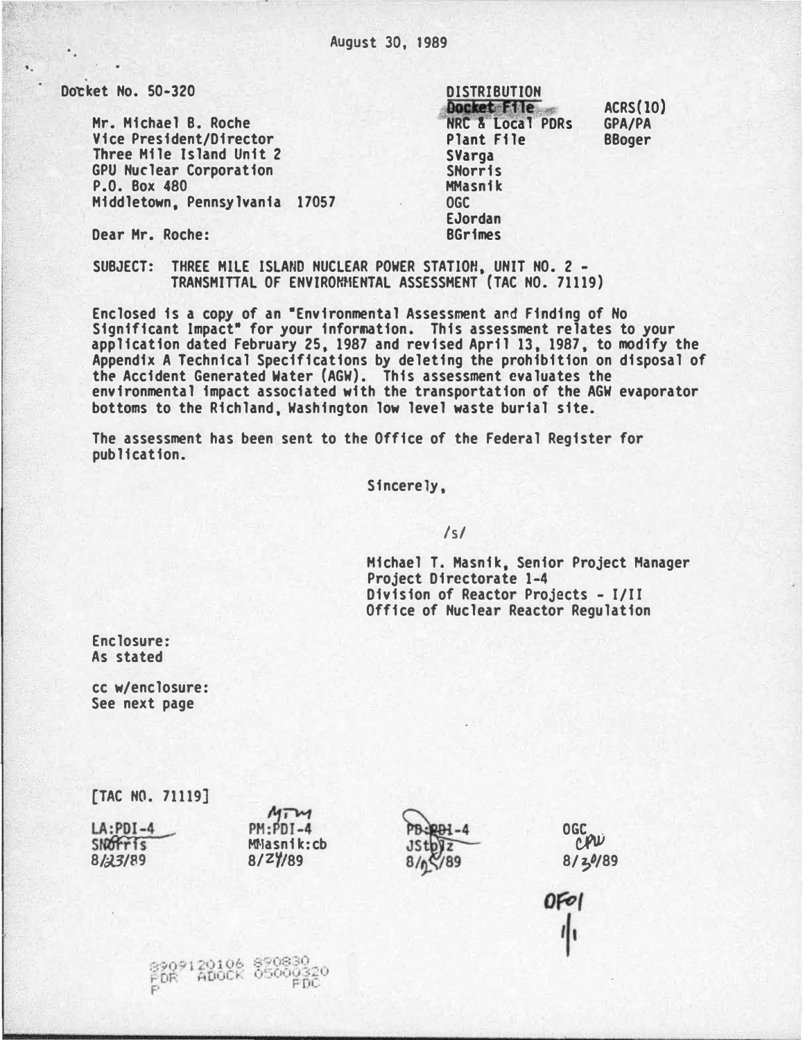August 30, 1989

Docket No. 50-320

Mr. Michael B. Roche
Vice President/Director
Three Mile Island Unit 2
GPU Nuclear Corporation
P.O. Box 480
Middletown, Pennsylvania 17057

DISTRIBUTION

| | |
|---|---|
| Docket File | ACRS(10) |
| NRC & Local PDRs | GPA/PA |
| Plant File | BBoger |
| SVarga | |
| SNorris | |
| MMasnik | |
| OGC | |
| EJordan | |
| BGrimes | |

Dear Mr. Roche:

SUBJECT: THREE MILE ISLAND NUCLEAR POWER STATION, UNIT NO. 2 - TRANSMITTAL OF ENVIRONMENTAL ASSESSMENT (TAC NO. 71119)

Enclosed is a copy of an "Environmental Assessment and Finding of No Significant Impact" for your information. This assessment relates to your application dated February 25, 1987 and revised April 13, 1987, to modify the Appendix A Technical Specifications by deleting the prohibition on disposal of the Accident Generated Water (AGW). This assessment evaluates the environmental impact associated with the transportation of the AGW evaporator bottoms to the Richland, Washington low level waste burial site.

The assessment has been sent to the Office of the Federal Register for publication.

Sincerely,

/s/

Michael T. Masnik, Senior Project Manager
Project Directorate I-4
Division of Reactor Projects - I/II
Office of Nuclear Reactor Regulation

Enclosure:
As stated

cc w/enclosure:
See next page

[TAC NO. 71119]

| LA:PDI-4 | PM:PDI-4 | PD:PDI-4 | OGC |
|---|---|---|---|
| SNorris | MMasnik:cb | JStolz | |
| 8/23/89 | 8/24/89 | 8/25/89 | 8/30/89 |

OFO1

8909120106 890830
PDR ADOCK 05000320
P PDC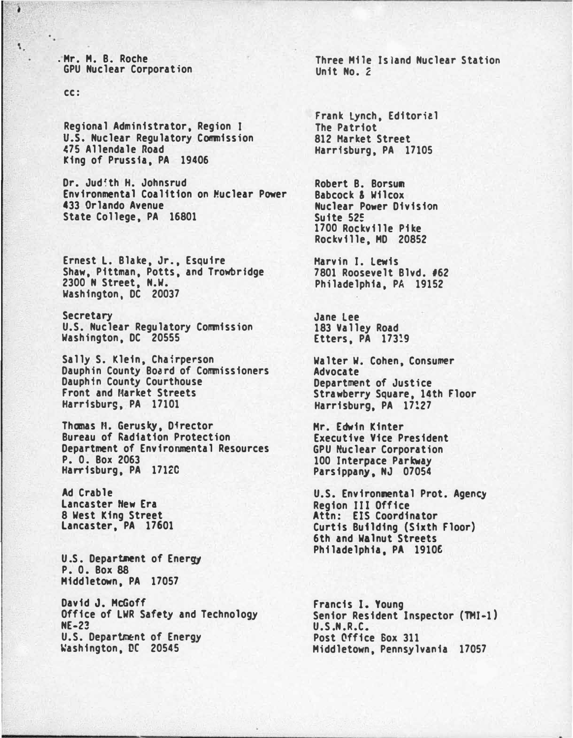Mr. M. B. Roche
GPU Nuclear Corporation

Three Mile Island Nuclear Station
Unit No. 2

cc:

Regional Administrator, Region I
U.S. Nuclear Regulatory Commission
475 Allendale Road
King of Prussia, PA 19406

Dr. Judith H. Johnsrud
Environmental Coalition on Nuclear Power
433 Orlando Avenue
State College, PA 16801

Ernest L. Blake, Jr., Esquire
Shaw, Pittman, Potts, and Trowbridge
2300 N Street, N.W.
Washington, DC 20037

Secretary
U.S. Nuclear Regulatory Commission
Washington, DC 20555

Sally S. Klein, Chairperson
Dauphin County Board of Commissioners
Dauphin County Courthouse
Front and Market Streets
Harrisburg, PA 17101

Thomas M. Gerusky, Director
Bureau of Radiation Protection
Department of Environmental Resources
P. O. Box 2063
Harrisburg, PA 17120

Ad Crable
Lancaster New Era
8 West King Street
Lancaster, PA 17601

U.S. Department of Energy
P. O. Box 88
Middletown, PA 17057

David J. McGoff
Office of LWR Safety and Technology
NE-23
U.S. Department of Energy
Washington, DC 20545

Frank Lynch, Editorial
The Patriot
812 Market Street
Harrisburg, PA 17105

Robert B. Borsum
Babcock & Wilcox
Nuclear Power Division
Suite 525
1700 Rockville Pike
Rockville, MD 20852

Marvin I. Lewis
7801 Roosevelt Blvd. #62
Philadelphia, PA 19152

Jane Lee
183 Valley Road
Etters, PA 17319

Walter W. Cohen, Consumer Advocate
Department of Justice
Strawberry Square, 14th Floor
Harrisburg, PA 17127

Mr. Edwin Kinter
Executive Vice President
GPU Nuclear Corporation
100 Interpace Parkway
Parsippany, NJ 07054

U.S. Environmental Prot. Agency
Region III Office
Attn: EIS Coordinator
Curtis Building (Sixth Floor)
6th and Walnut Streets
Philadelphia, PA 19106

Francis I. Young
Senior Resident Inspector (TMI-1)
U.S.N.R.C.
Post Office Box 311
Middletown, Pennsylvania 17057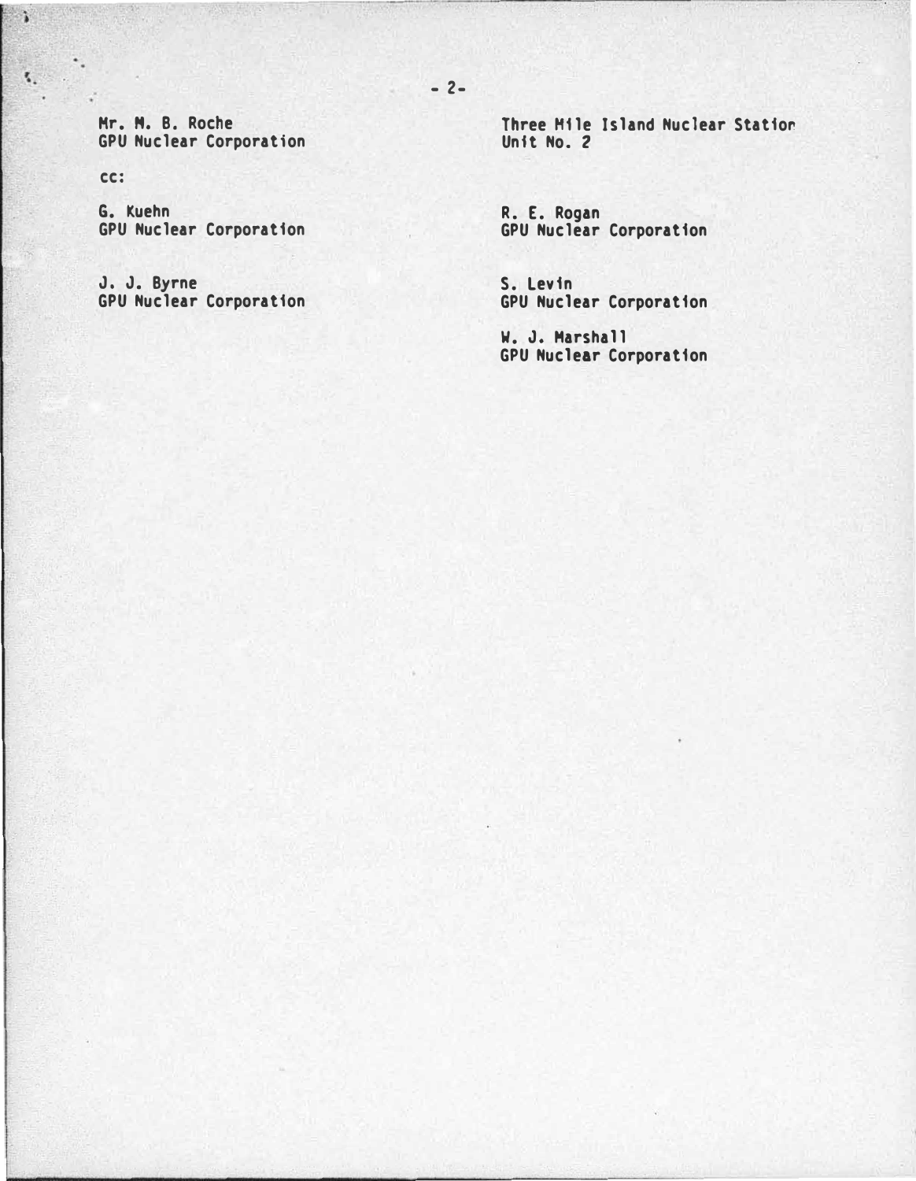Mr. M. B. Roche
GPU Nuclear Corporation

Three Mile Island Nuclear Station
Unit No. 2

cc:

G. Kuehn
GPU Nuclear Corporation

J. J. Byrne
GPU Nuclear Corporation

R. E. Rogan
GPU Nuclear Corporation

S. Levin
GPU Nuclear Corporation

W. J. Marshall
GPU Nuclear Corporation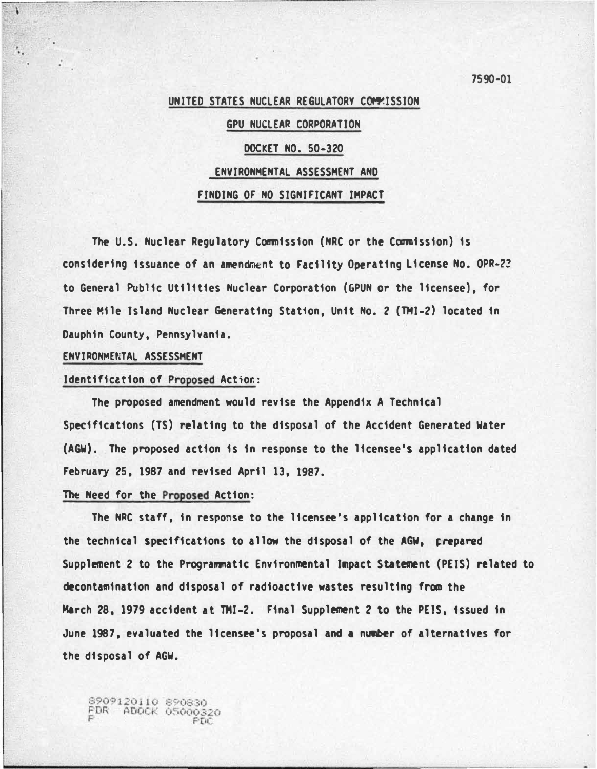7590-01

UNITED STATES NUCLEAR REGULATORY COMMISSION

GPU NUCLEAR CORPORATION

DOCKET NO. 50-320

ENVIRONMENTAL ASSESSMENT AND

FINDING OF NO SIGNIFICANT IMPACT

The U.S. Nuclear Regulatory Commission (NRC or the Commission) is considering issuance of an amendment to Facility Operating License No. OPR-73 to General Public Utilities Nuclear Corporation (GPUN or the licensee), for Three Mile Island Nuclear Generating Station, Unit No. 2 (TMI-2) located in Dauphin County, Pennsylvania.

ENVIRONMENTAL ASSESSMENT

Identification of Proposed Action:

The proposed amendment would revise the Appendix A Technical Specifications (TS) relating to the disposal of the Accident Generated Water (AGW). The proposed action is in response to the licensee's application dated February 25, 1987 and revised April 13, 1987.

The Need for the Proposed Action:

The NRC staff, in response to the licensee's application for a change in the technical specifications to allow the disposal of the AGW, prepared Supplement 2 to the Programmatic Environmental Impact Statement (PEIS) related to decontamination and disposal of radioactive wastes resulting from the March 28, 1979 accident at TMI-2. Final Supplement 2 to the PEIS, issued in June 1987, evaluated the licensee's proposal and a number of alternatives for the disposal of AGW.

8909120110 890830
PDR ADOCK 05000320
P PDC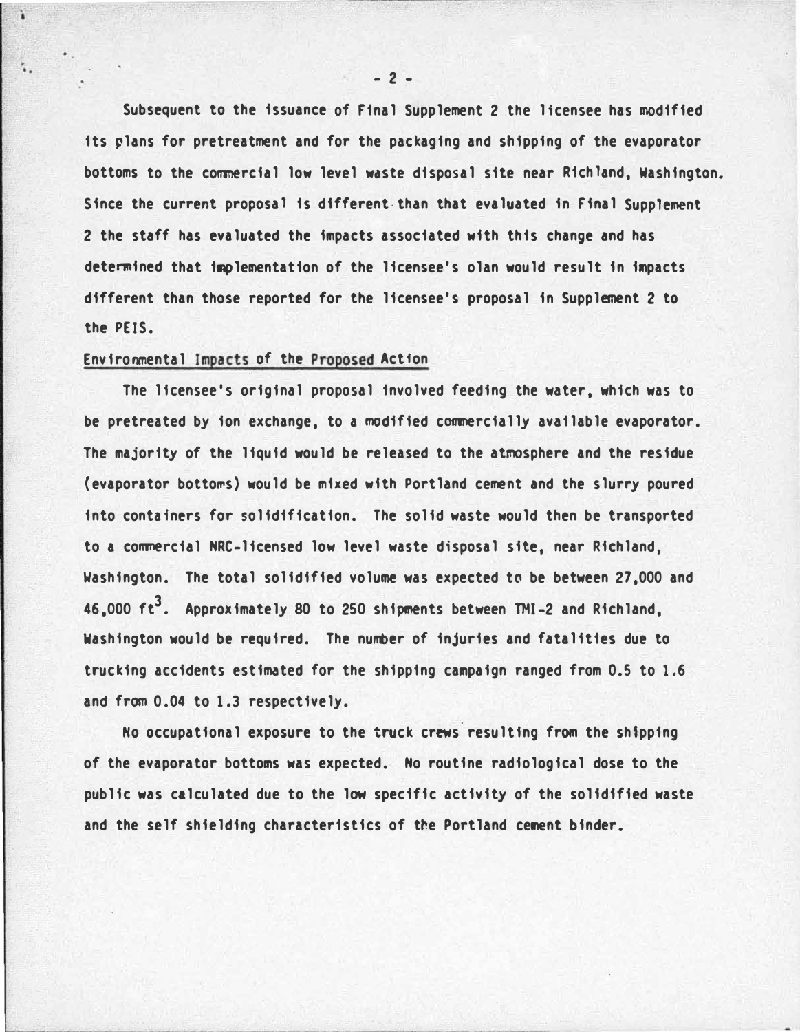Subsequent to the issuance of Final Supplement 2 the licensee has modified its plans for pretreatment and for the packaging and shipping of the evaporator bottoms to the commercial low level waste disposal site near Richland, Washington. Since the current proposal is different than that evaluated in Final Supplement 2 the staff has evaluated the impacts associated with this change and has determined that implementation of the licensee's olan would result in impacts different than those reported for the licensee's proposal in Supplement 2 to the PEIS.

## Environmental Impacts of the Proposed Action

The licensee's original proposal involved feeding the water, which was to be pretreated by ion exchange, to a modified commercially available evaporator. The majority of the liquid would be released to the atmosphere and the residue (evaporator bottoms) would be mixed with Portland cement and the slurry poured into containers for solidification. The solid waste would then be transported to a commercial NRC-licensed low level waste disposal site, near Richland, Washington. The total solidified volume was expected to be between 27,000 and 46,000 $ft^3$. Approximately 80 to 250 shipments between TMI-2 and Richland, Washington would be required. The number of injuries and fatalities due to trucking accidents estimated for the shipping campaign ranged from 0.5 to 1.6 and from 0.04 to 1.3 respectively.

No occupational exposure to the truck crews resulting from the shipping of the evaporator bottoms was expected. No routine radiological dose to the public was calculated due to the low specific activity of the solidified waste and the self shielding characteristics of the Portland cement binder.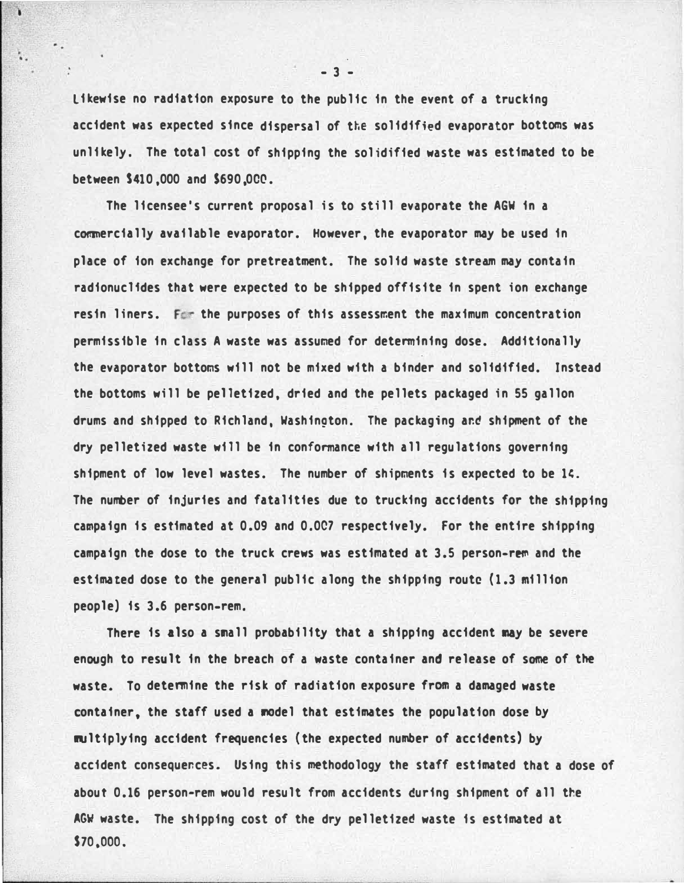Likewise no radiation exposure to the public in the event of a trucking accident was expected since dispersal of the solidified evaporator bottoms was unlikely. The total cost of shipping the solidified waste was estimated to be between $410,000 and $690,000.

The licensee's current proposal is to still evaporate the AGW in a commercially available evaporator. However, the evaporator may be used in place of ion exchange for pretreatment. The solid waste stream may contain radionuclides that were expected to be shipped offisite in spent ion exchange resin liners. For the purposes of this assessment the maximum concentration permissible in class A waste was assumed for determining dose. Additionally the evaporator bottoms will not be mixed with a binder and solidified. Instead the bottoms will be pelletized, dried and the pellets packaged in 55 gallon drums and shipped to Richland, Washington. The packaging and shipment of the dry pelletized waste will be in conformance with all regulations governing shipment of low level wastes. The number of shipments is expected to be 14. The number of injuries and fatalities due to trucking accidents for the shipping campaign is estimated at 0.09 and 0.007 respectively. For the entire shipping campaign the dose to the truck crews was estimated at 3.5 person-rem and the estimated dose to the general public along the shipping route (1.3 million people) is 3.6 person-rem.

There is also a small probability that a shipping accident may be severe enough to result in the breach of a waste container and release of some of the waste. To determine the risk of radiation exposure from a damaged waste container, the staff used a model that estimates the population dose by multiplying accident frequencies (the expected number of accidents) by accident consequences. Using this methodology the staff estimated that a dose of about 0.16 person-rem would result from accidents during shipment of all the AGW waste. The shipping cost of the dry pelletized waste is estimated at $70,000.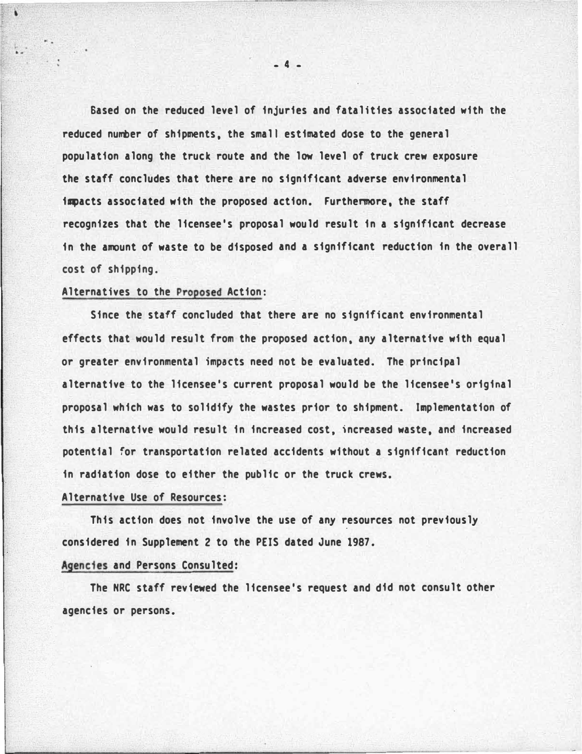Based on the reduced level of injuries and fatalities associated with the reduced number of shipments, the small estimated dose to the general population along the truck route and the low level of truck crew exposure the staff concludes that there are no significant adverse environmental impacts associated with the proposed action. Furthermore, the staff recognizes that the licensee's proposal would result in a significant decrease in the amount of waste to be disposed and a significant reduction in the overall cost of shipping.

## Alternatives to the Proposed Action:

Since the staff concluded that there are no significant environmental effects that would result from the proposed action, any alternative with equal or greater environmental impacts need not be evaluated. The principal alternative to the licensee's current proposal would be the licensee's original proposal which was to solidify the wastes prior to shipment. Implementation of this alternative would result in increased cost, increased waste, and increased potential for transportation related accidents without a significant reduction in radiation dose to either the public or the truck crews.

## Alternative Use of Resources:

This action does not involve the use of any resources not previously considered in Supplement 2 to the PEIS dated June 1987.

## Agencies and Persons Consulted:

The NRC staff reviewed the licensee's request and did not consult other agencies or persons.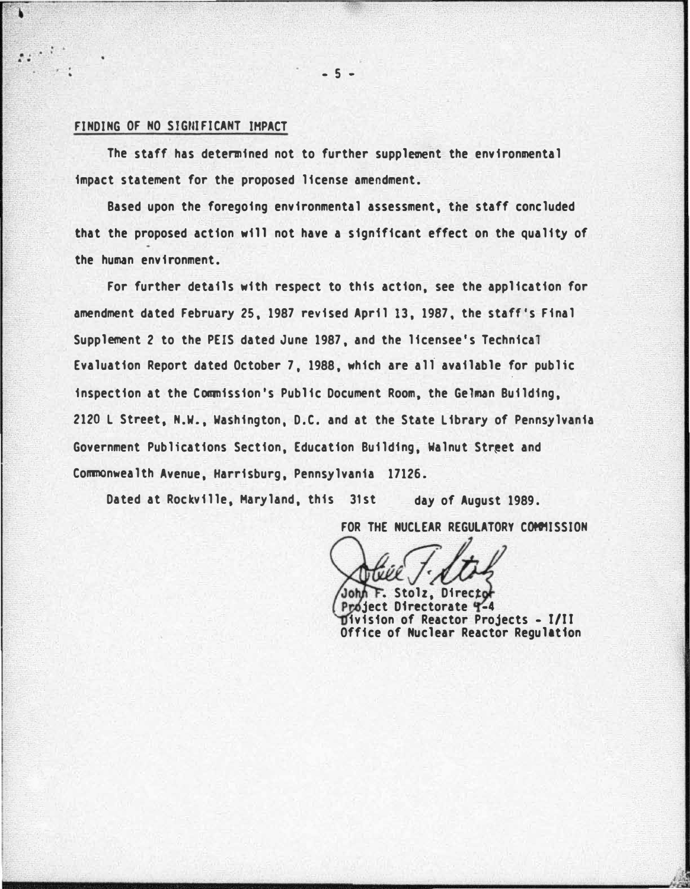## FINDING OF NO SIGNIFICANT IMPACT

The staff has determined not to further supplement the environmental impact statement for the proposed license amendment.

Based upon the foregoing environmental assessment, the staff concluded that the proposed action will not have a significant effect on the quality of the human environment.

For further details with respect to this action, see the application for amendment dated February 25, 1987 revised April 13, 1987, the staff's Final Supplement 2 to the PEIS dated June 1987, and the licensee's Technical Evaluation Report dated October 7, 1988, which are all available for public inspection at the Commission's Public Document Room, the Gelman Building, 2120 L Street, N.W., Washington, D.C. and at the State Library of Pennsylvania Government Publications Section, Education Building, Walnut Street and Commonwealth Avenue, Harrisburg, Pennsylvania 17126.

Dated at Rockville, Maryland, this 31st day of August 1989.

FOR THE NUCLEAR REGULATORY COMMISSION

John F. Stolz, Director
Project Directorate I-4
Division of Reactor Projects - I/II
Office of Nuclear Reactor Regulation